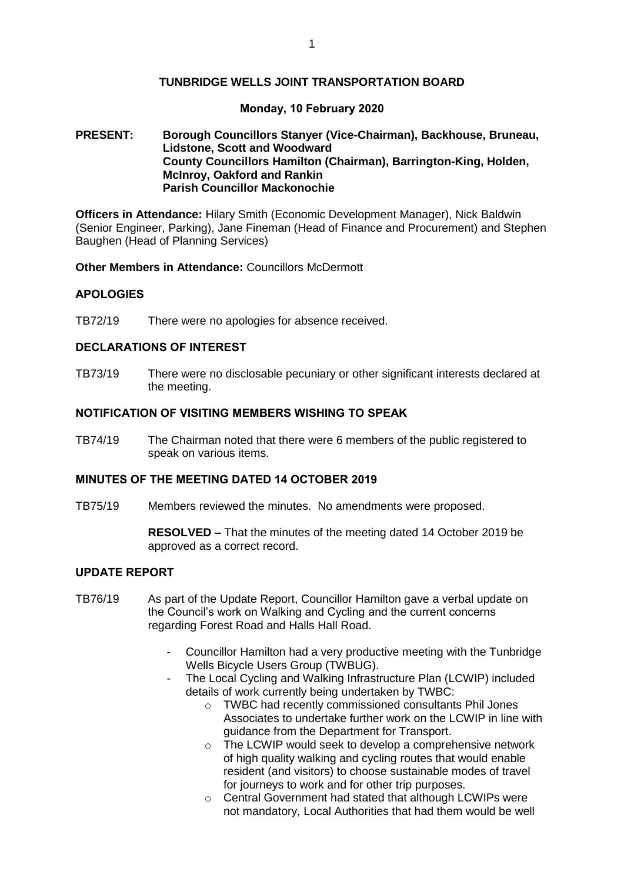# TUNBRIDGE WELLS JOINT TRANSPORTATION BOARD

**Monday, 10 February 2020**

**PRESENT: Borough Councillors Stanyer (Vice-Chairman), Backhouse, Bruneau, Lidstone, Scott and Woodward**
**County Councillors Hamilton (Chairman), Barrington-King, Holden, McInroy, Oakford and Rankin**
**Parish Councillor Mackonochie**

**Officers in Attendance:** Hilary Smith (Economic Development Manager), Nick Baldwin (Senior Engineer, Parking), Jane Fineman (Head of Finance and Procurement) and Stephen Baughen (Head of Planning Services)

**Other Members in Attendance:** Councillors McDermott

## APOLOGIES

TB72/19 There were no apologies for absence received.

## DECLARATIONS OF INTEREST

TB73/19 There were no disclosable pecuniary or other significant interests declared at the meeting.

## NOTIFICATION OF VISITING MEMBERS WISHING TO SPEAK

TB74/19 The Chairman noted that there were 6 members of the public registered to speak on various items.

## MINUTES OF THE MEETING DATED 14 OCTOBER 2019

TB75/19 Members reviewed the minutes. No amendments were proposed.

**RESOLVED –** That the minutes of the meeting dated 14 October 2019 be approved as a correct record.

## UPDATE REPORT

TB76/19 As part of the Update Report, Councillor Hamilton gave a verbal update on the Council's work on Walking and Cycling and the current concerns regarding Forest Road and Halls Hall Road.

- Councillor Hamilton had a very productive meeting with the Tunbridge Wells Bicycle Users Group (TWBUG).
- The Local Cycling and Walking Infrastructure Plan (LCWIP) included details of work currently being undertaken by TWBC:
  - TWBC had recently commissioned consultants Phil Jones Associates to undertake further work on the LCWIP in line with guidance from the Department for Transport.
  - The LCWIP would seek to develop a comprehensive network of high quality walking and cycling routes that would enable resident (and visitors) to choose sustainable modes of travel for journeys to work and for other trip purposes.
  - Central Government had stated that although LCWIPs were not mandatory, Local Authorities that had them would be well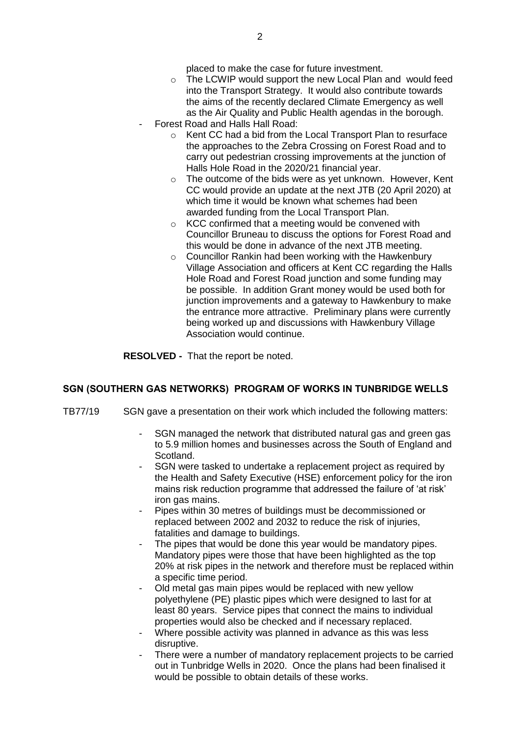placed to make the case for future investment.

  - The LCWIP would support the new Local Plan and would feed into the Transport Strategy. It would also contribute towards the aims of the recently declared Climate Emergency as well as the Air Quality and Public Health agendas in the borough.

- Forest Road and Halls Hall Road:
  - Kent CC had a bid from the Local Transport Plan to resurface the approaches to the Zebra Crossing on Forest Road and to carry out pedestrian crossing improvements at the junction of Halls Hole Road in the 2020/21 financial year.
  - The outcome of the bids were as yet unknown. However, Kent CC would provide an update at the next JTB (20 April 2020) at which time it would be known what schemes had been awarded funding from the Local Transport Plan.
  - KCC confirmed that a meeting would be convened with Councillor Bruneau to discuss the options for Forest Road and this would be done in advance of the next JTB meeting.
  - Councillor Rankin had been working with the Hawkenbury Village Association and officers at Kent CC regarding the Halls Hole Road and Forest Road junction and some funding may be possible. In addition Grant money would be used both for junction improvements and a gateway to Hawkenbury to make the entrance more attractive. Preliminary plans were currently being worked up and discussions with Hawkenbury Village Association would continue.

**RESOLVED -** That the report be noted.

## SGN (SOUTHERN GAS NETWORKS) PROGRAM OF WORKS IN TUNBRIDGE WELLS

TB77/19 SGN gave a presentation on their work which included the following matters:

- SGN managed the network that distributed natural gas and green gas to 5.9 million homes and businesses across the South of England and Scotland.
- SGN were tasked to undertake a replacement project as required by the Health and Safety Executive (HSE) enforcement policy for the iron mains risk reduction programme that addressed the failure of 'at risk' iron gas mains.
- Pipes within 30 metres of buildings must be decommissioned or replaced between 2002 and 2032 to reduce the risk of injuries, fatalities and damage to buildings.
- The pipes that would be done this year would be mandatory pipes. Mandatory pipes were those that have been highlighted as the top 20% at risk pipes in the network and therefore must be replaced within a specific time period.
- Old metal gas main pipes would be replaced with new yellow polyethylene (PE) plastic pipes which were designed to last for at least 80 years. Service pipes that connect the mains to individual properties would also be checked and if necessary replaced.
- Where possible activity was planned in advance as this was less disruptive.
- There were a number of mandatory replacement projects to be carried out in Tunbridge Wells in 2020. Once the plans had been finalised it would be possible to obtain details of these works.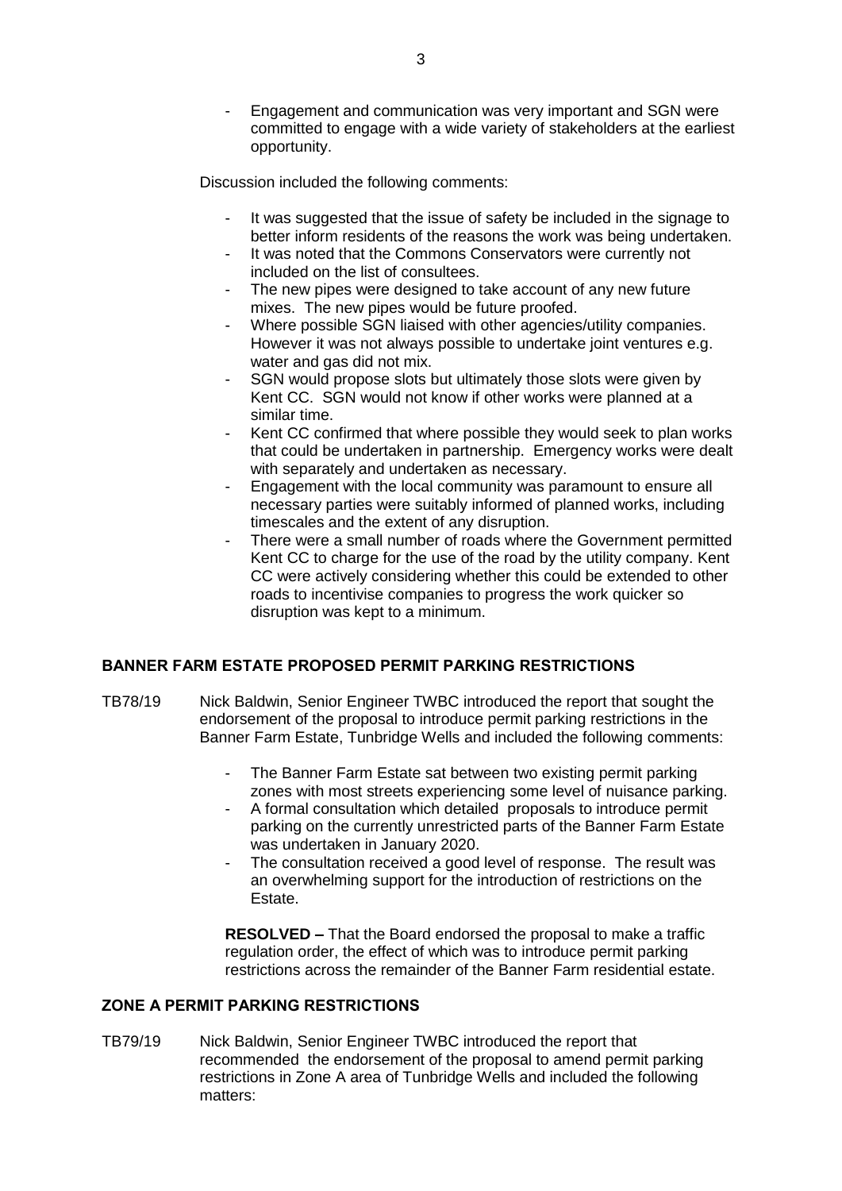- Engagement and communication was very important and SGN were committed to engage with a wide variety of stakeholders at the earliest opportunity.

Discussion included the following comments:

- It was suggested that the issue of safety be included in the signage to better inform residents of the reasons the work was being undertaken.
- It was noted that the Commons Conservators were currently not included on the list of consultees.
- The new pipes were designed to take account of any new future mixes. The new pipes would be future proofed.
- Where possible SGN liaised with other agencies/utility companies. However it was not always possible to undertake joint ventures e.g. water and gas did not mix.
- SGN would propose slots but ultimately those slots were given by Kent CC. SGN would not know if other works were planned at a similar time.
- Kent CC confirmed that where possible they would seek to plan works that could be undertaken in partnership. Emergency works were dealt with separately and undertaken as necessary.
- Engagement with the local community was paramount to ensure all necessary parties were suitably informed of planned works, including timescales and the extent of any disruption.
- There were a small number of roads where the Government permitted Kent CC to charge for the use of the road by the utility company. Kent CC were actively considering whether this could be extended to other roads to incentivise companies to progress the work quicker so disruption was kept to a minimum.

## BANNER FARM ESTATE PROPOSED PERMIT PARKING RESTRICTIONS

TB78/19 Nick Baldwin, Senior Engineer TWBC introduced the report that sought the endorsement of the proposal to introduce permit parking restrictions in the Banner Farm Estate, Tunbridge Wells and included the following comments:

- The Banner Farm Estate sat between two existing permit parking zones with most streets experiencing some level of nuisance parking.
- A formal consultation which detailed proposals to introduce permit parking on the currently unrestricted parts of the Banner Farm Estate was undertaken in January 2020.
- The consultation received a good level of response. The result was an overwhelming support for the introduction of restrictions on the Estate.

**RESOLVED –** That the Board endorsed the proposal to make a traffic regulation order, the effect of which was to introduce permit parking restrictions across the remainder of the Banner Farm residential estate.

## ZONE A PERMIT PARKING RESTRICTIONS

TB79/19 Nick Baldwin, Senior Engineer TWBC introduced the report that recommended the endorsement of the proposal to amend permit parking restrictions in Zone A area of Tunbridge Wells and included the following matters: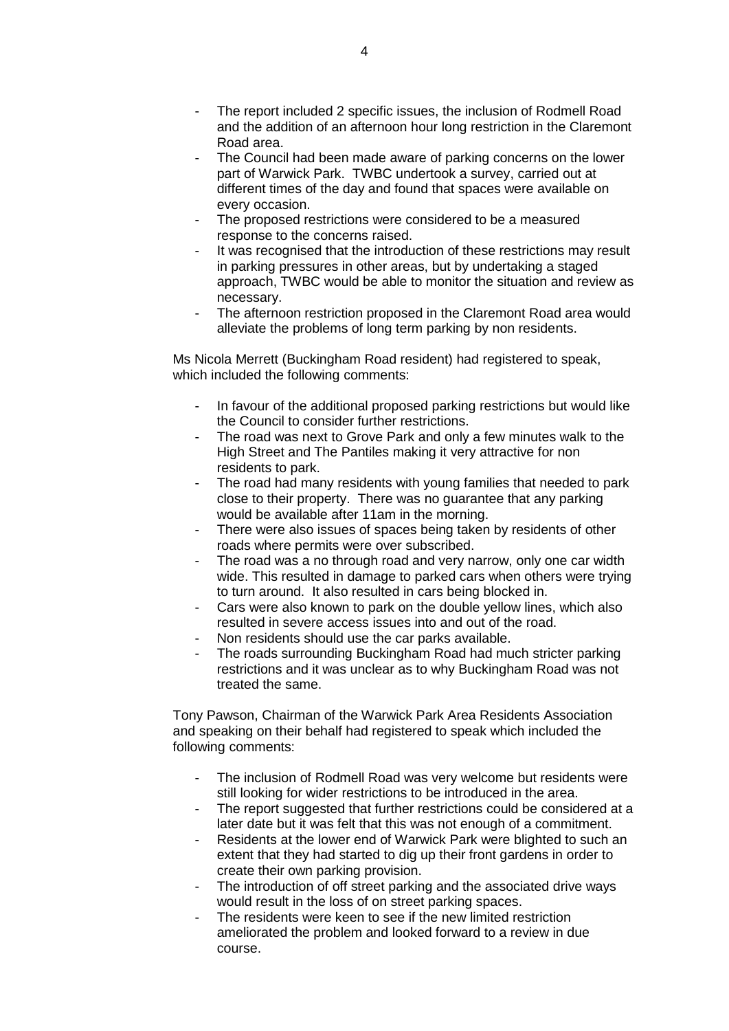- The report included 2 specific issues, the inclusion of Rodmell Road and the addition of an afternoon hour long restriction in the Claremont Road area.
- The Council had been made aware of parking concerns on the lower part of Warwick Park. TWBC undertook a survey, carried out at different times of the day and found that spaces were available on every occasion.
- The proposed restrictions were considered to be a measured response to the concerns raised.
- It was recognised that the introduction of these restrictions may result in parking pressures in other areas, but by undertaking a staged approach, TWBC would be able to monitor the situation and review as necessary.
- The afternoon restriction proposed in the Claremont Road area would alleviate the problems of long term parking by non residents.

Ms Nicola Merrett (Buckingham Road resident) had registered to speak, which included the following comments:

- In favour of the additional proposed parking restrictions but would like the Council to consider further restrictions.
- The road was next to Grove Park and only a few minutes walk to the High Street and The Pantiles making it very attractive for non residents to park.
- The road had many residents with young families that needed to park close to their property. There was no guarantee that any parking would be available after 11am in the morning.
- There were also issues of spaces being taken by residents of other roads where permits were over subscribed.
- The road was a no through road and very narrow, only one car width wide. This resulted in damage to parked cars when others were trying to turn around. It also resulted in cars being blocked in.
- Cars were also known to park on the double yellow lines, which also resulted in severe access issues into and out of the road.
- Non residents should use the car parks available.
- The roads surrounding Buckingham Road had much stricter parking restrictions and it was unclear as to why Buckingham Road was not treated the same.

Tony Pawson, Chairman of the Warwick Park Area Residents Association and speaking on their behalf had registered to speak which included the following comments:

- The inclusion of Rodmell Road was very welcome but residents were still looking for wider restrictions to be introduced in the area.
- The report suggested that further restrictions could be considered at a later date but it was felt that this was not enough of a commitment.
- Residents at the lower end of Warwick Park were blighted to such an extent that they had started to dig up their front gardens in order to create their own parking provision.
- The introduction of off street parking and the associated drive ways would result in the loss of on street parking spaces.
- The residents were keen to see if the new limited restriction ameliorated the problem and looked forward to a review in due course.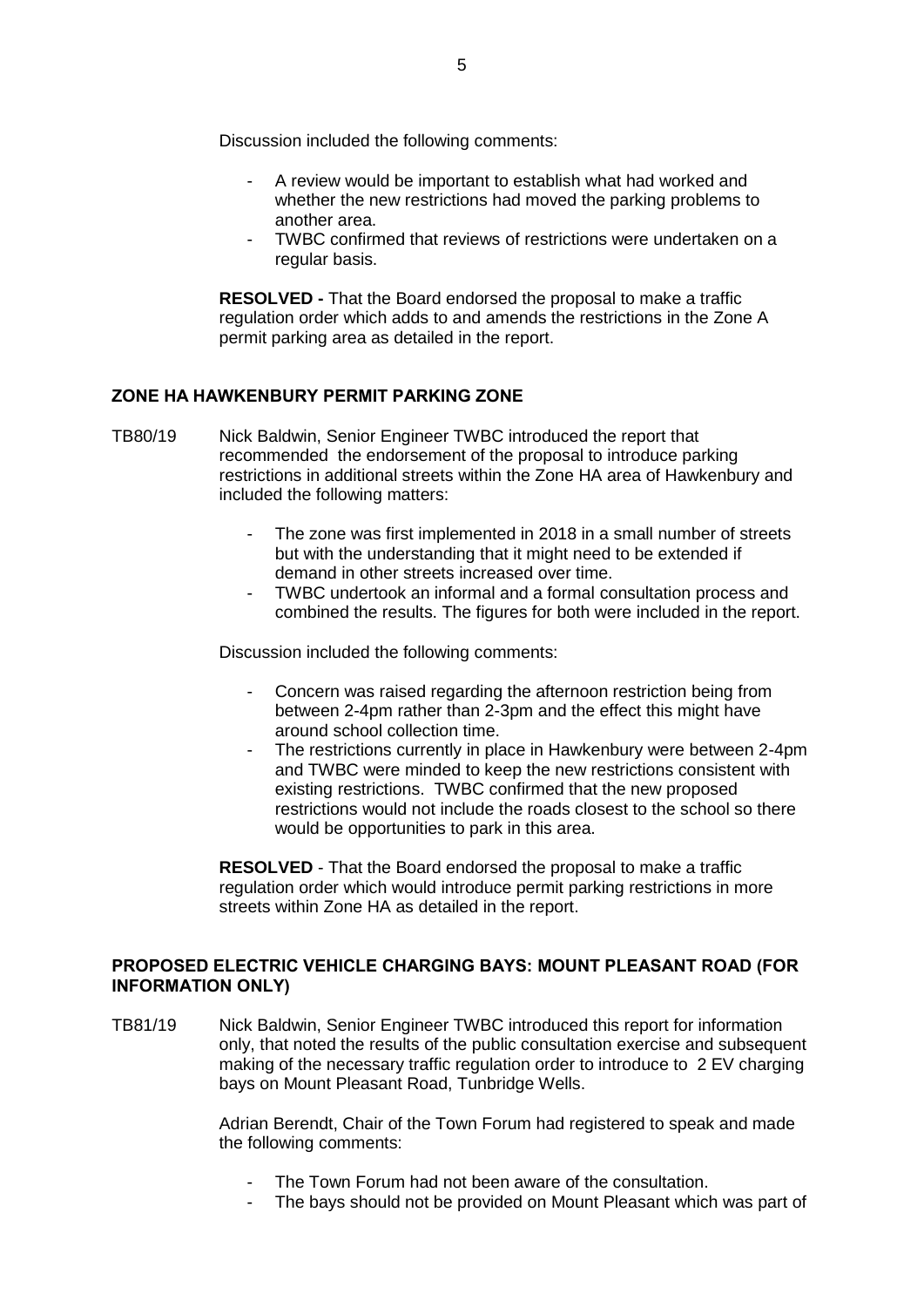Discussion included the following comments:

- A review would be important to establish what had worked and whether the new restrictions had moved the parking problems to another area.
- TWBC confirmed that reviews of restrictions were undertaken on a regular basis.

**RESOLVED -** That the Board endorsed the proposal to make a traffic regulation order which adds to and amends the restrictions in the Zone A permit parking area as detailed in the report.

## ZONE HA HAWKENBURY PERMIT PARKING ZONE

TB80/19 Nick Baldwin, Senior Engineer TWBC introduced the report that recommended the endorsement of the proposal to introduce parking restrictions in additional streets within the Zone HA area of Hawkenbury and included the following matters:

- The zone was first implemented in 2018 in a small number of streets but with the understanding that it might need to be extended if demand in other streets increased over time.
- TWBC undertook an informal and a formal consultation process and combined the results. The figures for both were included in the report.

Discussion included the following comments:

- Concern was raised regarding the afternoon restriction being from between 2-4pm rather than 2-3pm and the effect this might have around school collection time.
- The restrictions currently in place in Hawkenbury were between 2-4pm and TWBC were minded to keep the new restrictions consistent with existing restrictions. TWBC confirmed that the new proposed restrictions would not include the roads closest to the school so there would be opportunities to park in this area.

**RESOLVED** - That the Board endorsed the proposal to make a traffic regulation order which would introduce permit parking restrictions in more streets within Zone HA as detailed in the report.

## PROPOSED ELECTRIC VEHICLE CHARGING BAYS: MOUNT PLEASANT ROAD (FOR INFORMATION ONLY)

TB81/19 Nick Baldwin, Senior Engineer TWBC introduced this report for information only, that noted the results of the public consultation exercise and subsequent making of the necessary traffic regulation order to introduce to 2 EV charging bays on Mount Pleasant Road, Tunbridge Wells.

Adrian Berendt, Chair of the Town Forum had registered to speak and made the following comments:

- The Town Forum had not been aware of the consultation.
- The bays should not be provided on Mount Pleasant which was part of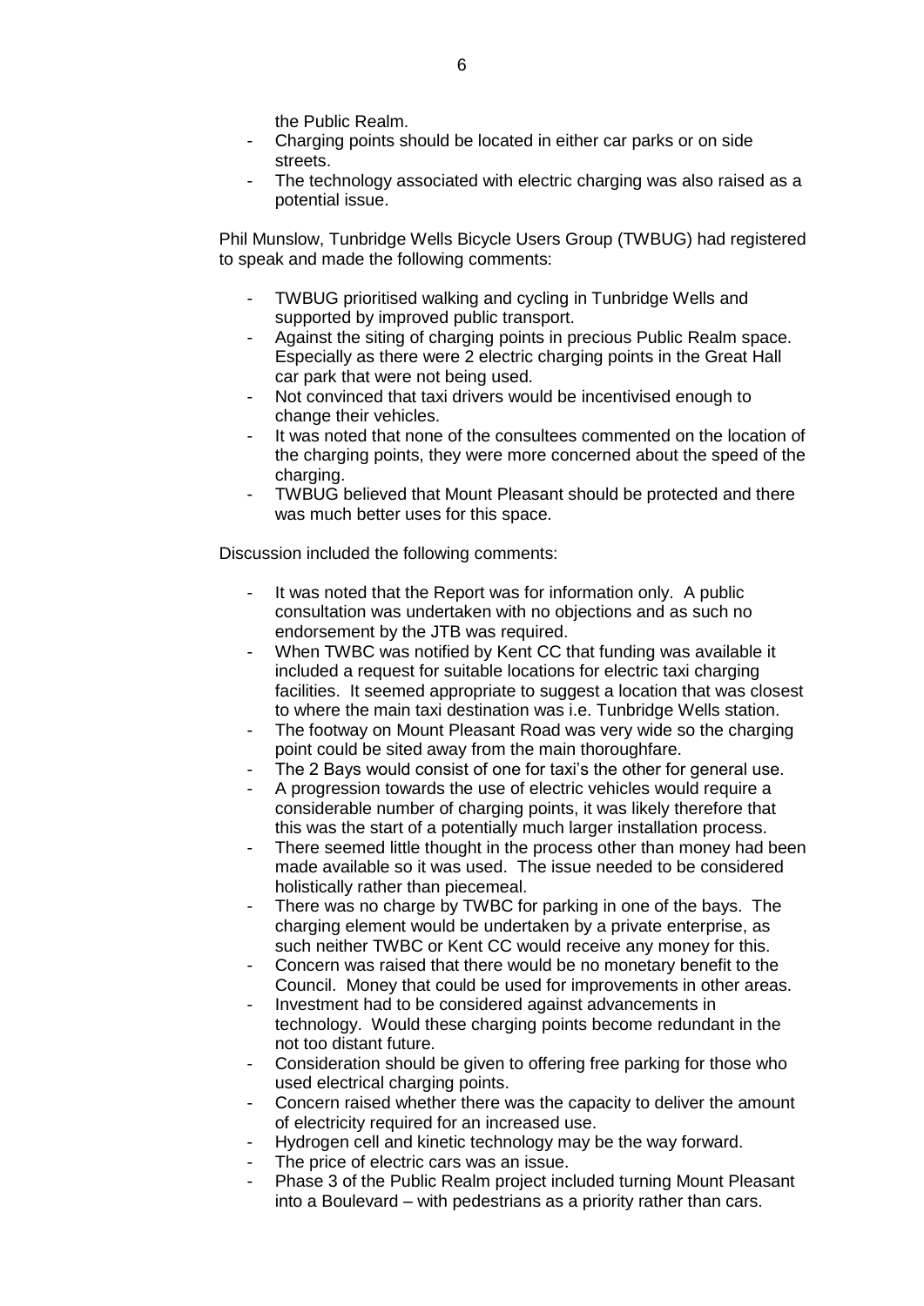the Public Realm.

- Charging points should be located in either car parks or on side streets.
- The technology associated with electric charging was also raised as a potential issue.

Phil Munslow, Tunbridge Wells Bicycle Users Group (TWBUG) had registered to speak and made the following comments:

- TWBUG prioritised walking and cycling in Tunbridge Wells and supported by improved public transport.
- Against the siting of charging points in precious Public Realm space. Especially as there were 2 electric charging points in the Great Hall car park that were not being used.
- Not convinced that taxi drivers would be incentivised enough to change their vehicles.
- It was noted that none of the consultees commented on the location of the charging points, they were more concerned about the speed of the charging.
- TWBUG believed that Mount Pleasant should be protected and there was much better uses for this space.

Discussion included the following comments:

- It was noted that the Report was for information only. A public consultation was undertaken with no objections and as such no endorsement by the JTB was required.
- When TWBC was notified by Kent CC that funding was available it included a request for suitable locations for electric taxi charging facilities. It seemed appropriate to suggest a location that was closest to where the main taxi destination was i.e. Tunbridge Wells station.
- The footway on Mount Pleasant Road was very wide so the charging point could be sited away from the main thoroughfare.
- The 2 Bays would consist of one for taxi's the other for general use.
- A progression towards the use of electric vehicles would require a considerable number of charging points, it was likely therefore that this was the start of a potentially much larger installation process.
- There seemed little thought in the process other than money had been made available so it was used. The issue needed to be considered holistically rather than piecemeal.
- There was no charge by TWBC for parking in one of the bays. The charging element would be undertaken by a private enterprise, as such neither TWBC or Kent CC would receive any money for this.
- Concern was raised that there would be no monetary benefit to the Council. Money that could be used for improvements in other areas.
- Investment had to be considered against advancements in technology. Would these charging points become redundant in the not too distant future.
- Consideration should be given to offering free parking for those who used electrical charging points.
- Concern raised whether there was the capacity to deliver the amount of electricity required for an increased use.
- Hydrogen cell and kinetic technology may be the way forward.
- The price of electric cars was an issue.
- Phase 3 of the Public Realm project included turning Mount Pleasant into a Boulevard – with pedestrians as a priority rather than cars.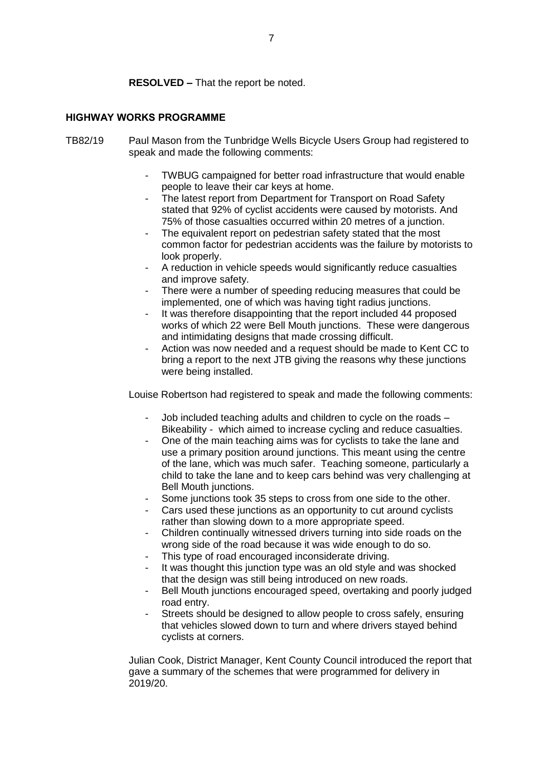**RESOLVED –** That the report be noted.

## HIGHWAY WORKS PROGRAMME

TB82/19 Paul Mason from the Tunbridge Wells Bicycle Users Group had registered to speak and made the following comments:

- TWBUG campaigned for better road infrastructure that would enable people to leave their car keys at home.
- The latest report from Department for Transport on Road Safety stated that 92% of cyclist accidents were caused by motorists. And 75% of those casualties occurred within 20 metres of a junction.
- The equivalent report on pedestrian safety stated that the most common factor for pedestrian accidents was the failure by motorists to look properly.
- A reduction in vehicle speeds would significantly reduce casualties and improve safety.
- There were a number of speeding reducing measures that could be implemented, one of which was having tight radius junctions.
- It was therefore disappointing that the report included 44 proposed works of which 22 were Bell Mouth junctions. These were dangerous and intimidating designs that made crossing difficult.
- Action was now needed and a request should be made to Kent CC to bring a report to the next JTB giving the reasons why these junctions were being installed.

Louise Robertson had registered to speak and made the following comments:

- Job included teaching adults and children to cycle on the roads – Bikeability - which aimed to increase cycling and reduce casualties.
- One of the main teaching aims was for cyclists to take the lane and use a primary position around junctions. This meant using the centre of the lane, which was much safer. Teaching someone, particularly a child to take the lane and to keep cars behind was very challenging at Bell Mouth junctions.
- Some junctions took 35 steps to cross from one side to the other.
- Cars used these junctions as an opportunity to cut around cyclists rather than slowing down to a more appropriate speed.
- Children continually witnessed drivers turning into side roads on the wrong side of the road because it was wide enough to do so.
- This type of road encouraged inconsiderate driving.
- It was thought this junction type was an old style and was shocked that the design was still being introduced on new roads.
- Bell Mouth junctions encouraged speed, overtaking and poorly judged road entry.
- Streets should be designed to allow people to cross safely, ensuring that vehicles slowed down to turn and where drivers stayed behind cyclists at corners.

Julian Cook, District Manager, Kent County Council introduced the report that gave a summary of the schemes that were programmed for delivery in 2019/20.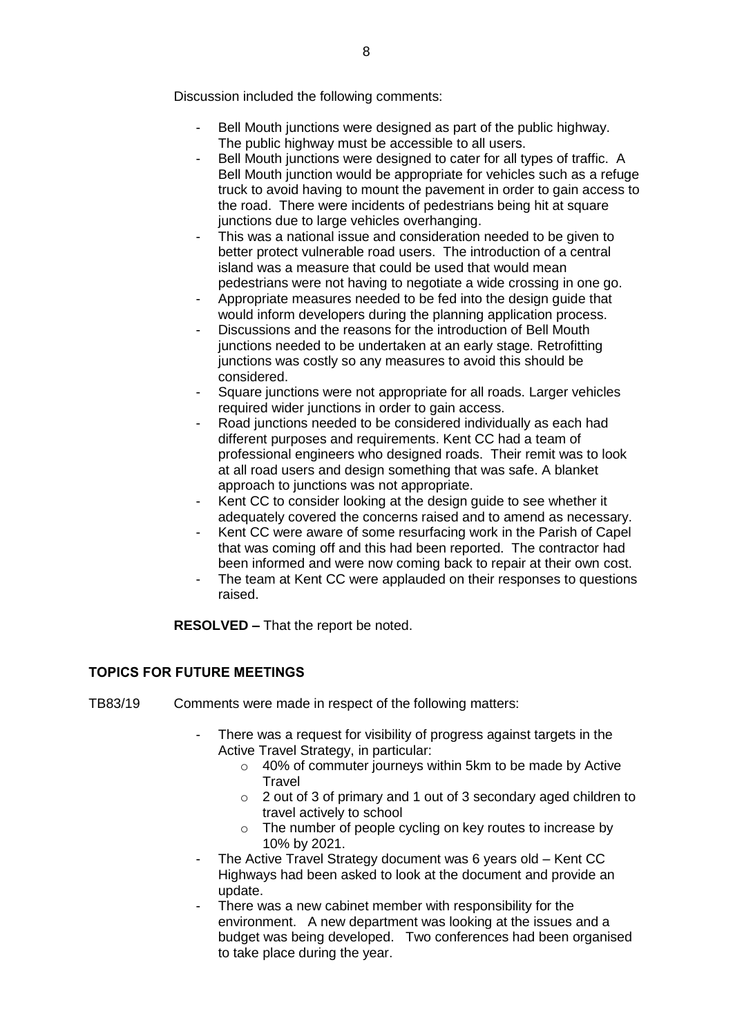Discussion included the following comments:

- Bell Mouth junctions were designed as part of the public highway. The public highway must be accessible to all users.
- Bell Mouth junctions were designed to cater for all types of traffic. A Bell Mouth junction would be appropriate for vehicles such as a refuge truck to avoid having to mount the pavement in order to gain access to the road. There were incidents of pedestrians being hit at square junctions due to large vehicles overhanging.
- This was a national issue and consideration needed to be given to better protect vulnerable road users. The introduction of a central island was a measure that could be used that would mean pedestrians were not having to negotiate a wide crossing in one go.
- Appropriate measures needed to be fed into the design guide that would inform developers during the planning application process.
- Discussions and the reasons for the introduction of Bell Mouth junctions needed to be undertaken at an early stage. Retrofitting junctions was costly so any measures to avoid this should be considered.
- Square junctions were not appropriate for all roads. Larger vehicles required wider junctions in order to gain access.
- Road junctions needed to be considered individually as each had different purposes and requirements. Kent CC had a team of professional engineers who designed roads. Their remit was to look at all road users and design something that was safe. A blanket approach to junctions was not appropriate.
- Kent CC to consider looking at the design guide to see whether it adequately covered the concerns raised and to amend as necessary.
- Kent CC were aware of some resurfacing work in the Parish of Capel that was coming off and this had been reported. The contractor had been informed and were now coming back to repair at their own cost.
- The team at Kent CC were applauded on their responses to questions raised.

**RESOLVED –** That the report be noted.

## TOPICS FOR FUTURE MEETINGS

TB83/19 Comments were made in respect of the following matters:

- There was a request for visibility of progress against targets in the Active Travel Strategy, in particular:
  - 40% of commuter journeys within 5km to be made by Active Travel
  - 2 out of 3 of primary and 1 out of 3 secondary aged children to travel actively to school
  - The number of people cycling on key routes to increase by 10% by 2021.
- The Active Travel Strategy document was 6 years old – Kent CC Highways had been asked to look at the document and provide an update.
- There was a new cabinet member with responsibility for the environment. A new department was looking at the issues and a budget was being developed. Two conferences had been organised to take place during the year.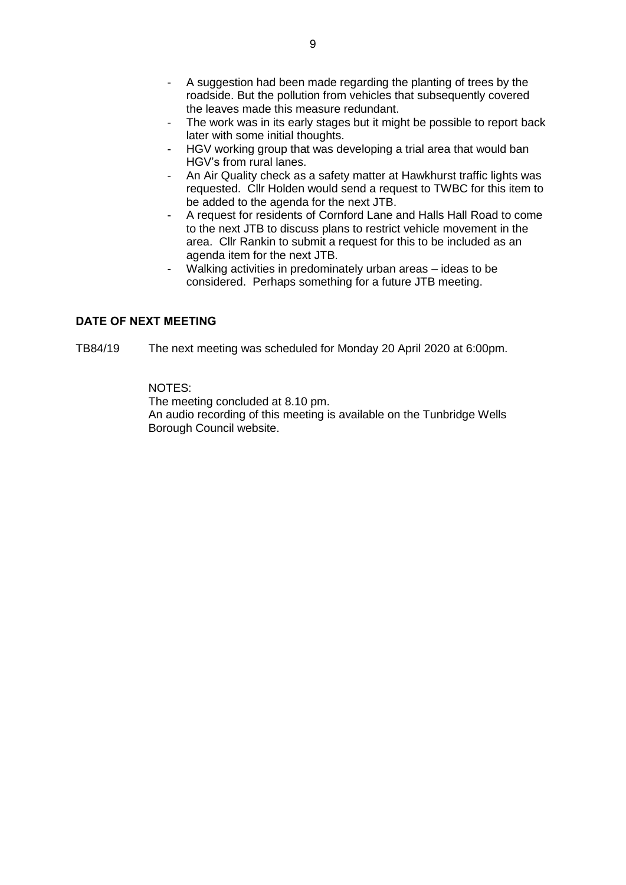- A suggestion had been made regarding the planting of trees by the roadside. But the pollution from vehicles that subsequently covered the leaves made this measure redundant.
- The work was in its early stages but it might be possible to report back later with some initial thoughts.
- HGV working group that was developing a trial area that would ban HGV's from rural lanes.
- An Air Quality check as a safety matter at Hawkhurst traffic lights was requested. Cllr Holden would send a request to TWBC for this item to be added to the agenda for the next JTB.
- A request for residents of Cornford Lane and Halls Hall Road to come to the next JTB to discuss plans to restrict vehicle movement in the area. Cllr Rankin to submit a request for this to be included as an agenda item for the next JTB.
- Walking activities in predominately urban areas – ideas to be considered. Perhaps something for a future JTB meeting.

**DATE OF NEXT MEETING**

TB84/19 The next meeting was scheduled for Monday 20 April 2020 at 6:00pm.

NOTES:
The meeting concluded at 8.10 pm.
An audio recording of this meeting is available on the Tunbridge Wells Borough Council website.